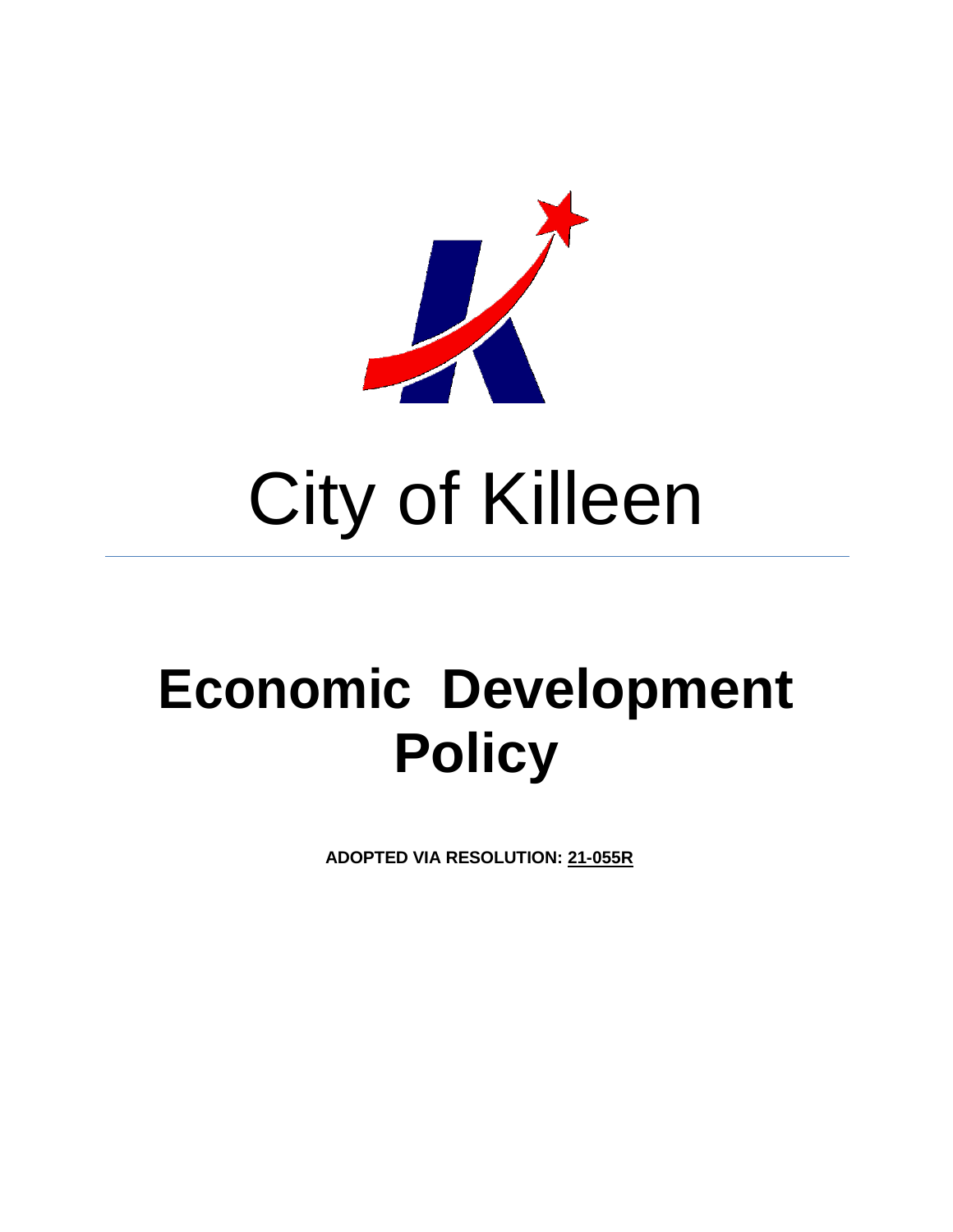# City of Killeen

---

# Economic Development Policy

**ADOPTED VIA RESOLUTION: 21-055R**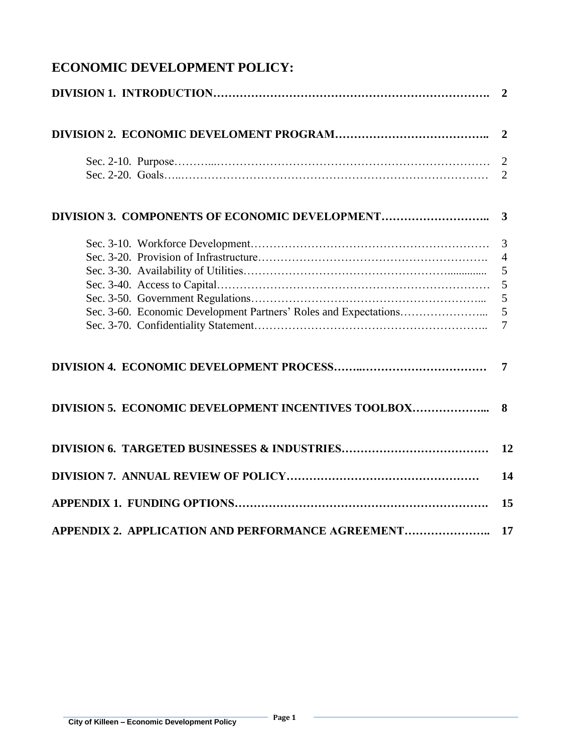# ECONOMIC DEVELOPMENT POLICY:

| | |
|---|---|
| **DIVISION 1. INTRODUCTION…………………………………………………………….** | **2** |
| **DIVISION 2. ECONOMIC DEVELOMENT PROGRAM………………………………..** | **2** |
| Sec. 2-10. Purpose………...……………………………………………………………… | 2 |
| Sec. 2-20. Goals…..……………………………………………………………………… | 2 |
| **DIVISION 3. COMPONENTS OF ECONOMIC DEVELOPMENT………………………..** | **3** |
| Sec. 3-10. Workforce Development……………………………………………………… | 3 |
| Sec. 3-20. Provision of Infrastructure……………………………………………………. | 4 |
| Sec. 3-30. Availability of Utilities…………………………………………….............. | 5 |
| Sec. 3-40. Access to Capital……………………………………………………………… | 5 |
| Sec. 3-50. Government Regulations……………………………………………………... | 5 |
| Sec. 3-60. Economic Development Partners' Roles and Expectations…………………... | 5 |
| Sec. 3-70. Confidentiality Statement…………………………………………………….. | 7 |
| **DIVISION 4. ECONOMIC DEVELOPMENT PROCESS……..……………………………** | **7** |
| **DIVISION 5. ECONOMIC DEVELOPMENT INCENTIVES TOOLBOX………………...** | **8** |
| **DIVISION 6. TARGETED BUSINESSES & INDUSTRIES…………………………………** | **12** |
| **DIVISION 7. ANNUAL REVIEW OF POLICY……………………………………………** | **14** |
| **APPENDIX 1. FUNDING OPTIONS………………………………………………………….** | **15** |
| **APPENDIX 2. APPLICATION AND PERFORMANCE AGREEMENT…………………..** | **17** |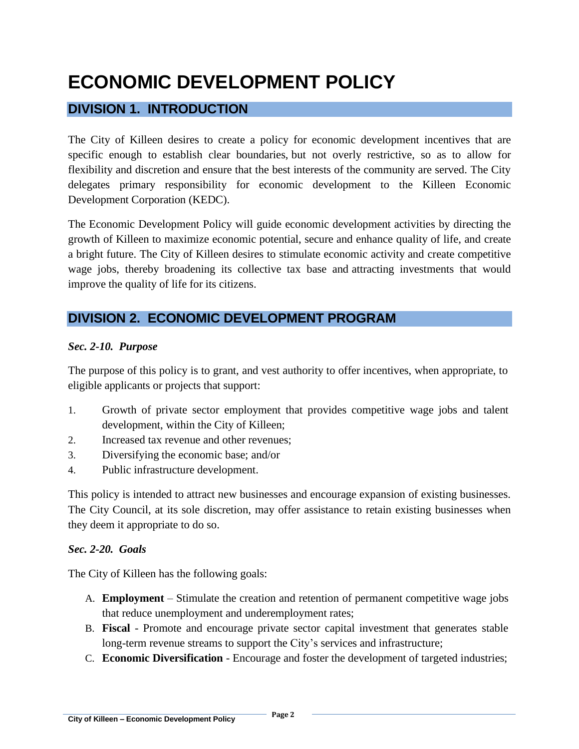# ECONOMIC DEVELOPMENT POLICY

## DIVISION 1. INTRODUCTION

The City of Killeen desires to create a policy for economic development incentives that are specific enough to establish clear boundaries, but not overly restrictive, so as to allow for flexibility and discretion and ensure that the best interests of the community are served. The City delegates primary responsibility for economic development to the Killeen Economic Development Corporation (KEDC).

The Economic Development Policy will guide economic development activities by directing the growth of Killeen to maximize economic potential, secure and enhance quality of life, and create a bright future. The City of Killeen desires to stimulate economic activity and create competitive wage jobs, thereby broadening its collective tax base and attracting investments that would improve the quality of life for its citizens.

## DIVISION 2. ECONOMIC DEVELOPMENT PROGRAM

### *Sec. 2-10. Purpose*

The purpose of this policy is to grant, and vest authority to offer incentives, when appropriate, to eligible applicants or projects that support:

1. Growth of private sector employment that provides competitive wage jobs and talent development, within the City of Killeen;
2. Increased tax revenue and other revenues;
3. Diversifying the economic base; and/or
4. Public infrastructure development.

This policy is intended to attract new businesses and encourage expansion of existing businesses. The City Council, at its sole discretion, may offer assistance to retain existing businesses when they deem it appropriate to do so.

### *Sec. 2-20. Goals*

The City of Killeen has the following goals:

A. **Employment** – Stimulate the creation and retention of permanent competitive wage jobs that reduce unemployment and underemployment rates;
B. **Fiscal** - Promote and encourage private sector capital investment that generates stable long-term revenue streams to support the City's services and infrastructure;
C. **Economic Diversification** - Encourage and foster the development of targeted industries;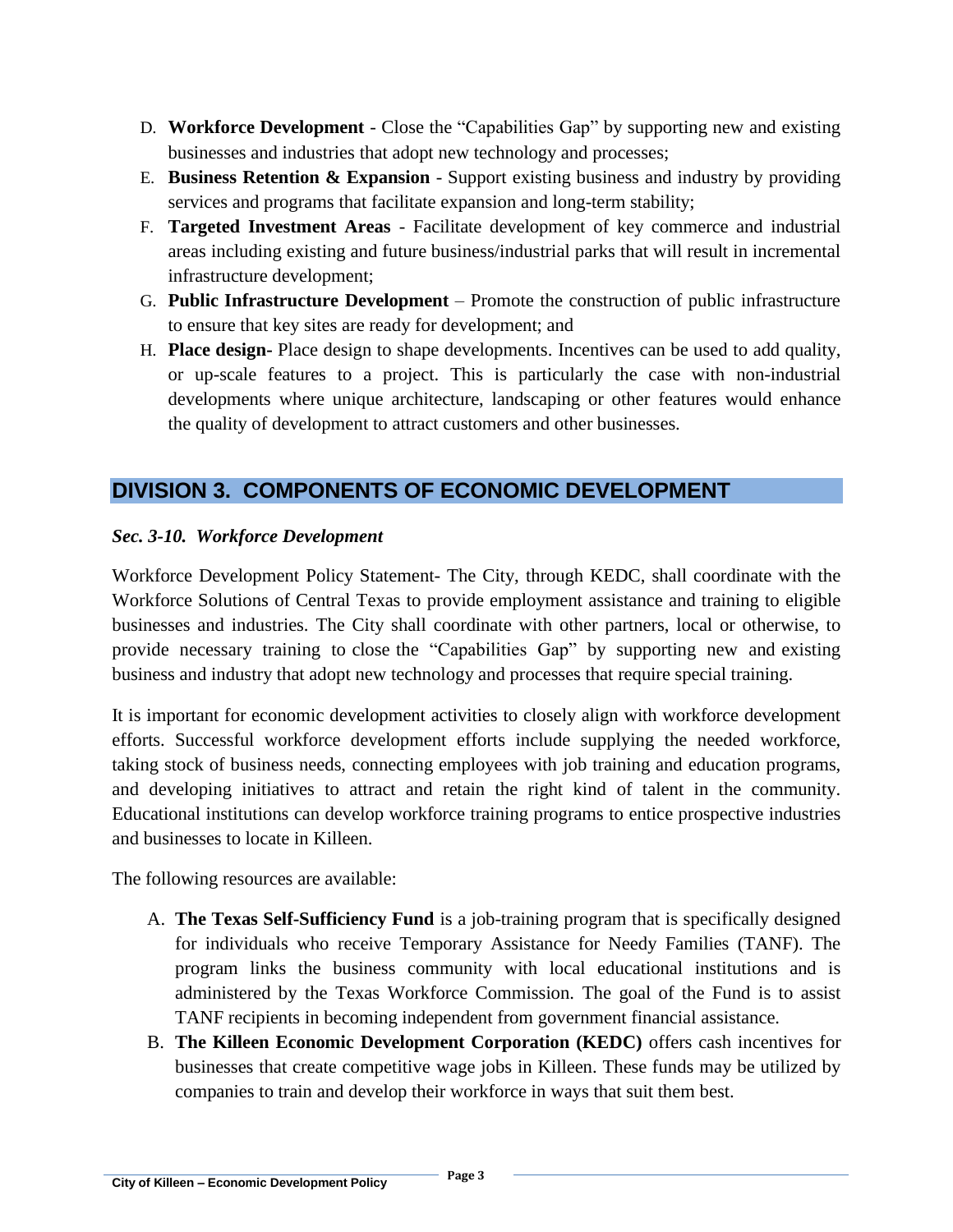D. **Workforce Development** - Close the "Capabilities Gap" by supporting new and existing businesses and industries that adopt new technology and processes;

E. **Business Retention & Expansion** - Support existing business and industry by providing services and programs that facilitate expansion and long-term stability;

F. **Targeted Investment Areas** - Facilitate development of key commerce and industrial areas including existing and future business/industrial parks that will result in incremental infrastructure development;

G. **Public Infrastructure Development** – Promote the construction of public infrastructure to ensure that key sites are ready for development; and

H. **Place design-** Place design to shape developments. Incentives can be used to add quality, or up-scale features to a project. This is particularly the case with non-industrial developments where unique architecture, landscaping or other features would enhance the quality of development to attract customers and other businesses.

## DIVISION 3. COMPONENTS OF ECONOMIC DEVELOPMENT

### *Sec. 3-10. Workforce Development*

Workforce Development Policy Statement- The City, through KEDC, shall coordinate with the Workforce Solutions of Central Texas to provide employment assistance and training to eligible businesses and industries. The City shall coordinate with other partners, local or otherwise, to provide necessary training to close the "Capabilities Gap" by supporting new and existing business and industry that adopt new technology and processes that require special training.

It is important for economic development activities to closely align with workforce development efforts. Successful workforce development efforts include supplying the needed workforce, taking stock of business needs, connecting employees with job training and education programs, and developing initiatives to attract and retain the right kind of talent in the community. Educational institutions can develop workforce training programs to entice prospective industries and businesses to locate in Killeen.

The following resources are available:

A. **The Texas Self-Sufficiency Fund** is a job-training program that is specifically designed for individuals who receive Temporary Assistance for Needy Families (TANF). The program links the business community with local educational institutions and is administered by the Texas Workforce Commission. The goal of the Fund is to assist TANF recipients in becoming independent from government financial assistance.

B. **The Killeen Economic Development Corporation (KEDC)** offers cash incentives for businesses that create competitive wage jobs in Killeen. These funds may be utilized by companies to train and develop their workforce in ways that suit them best.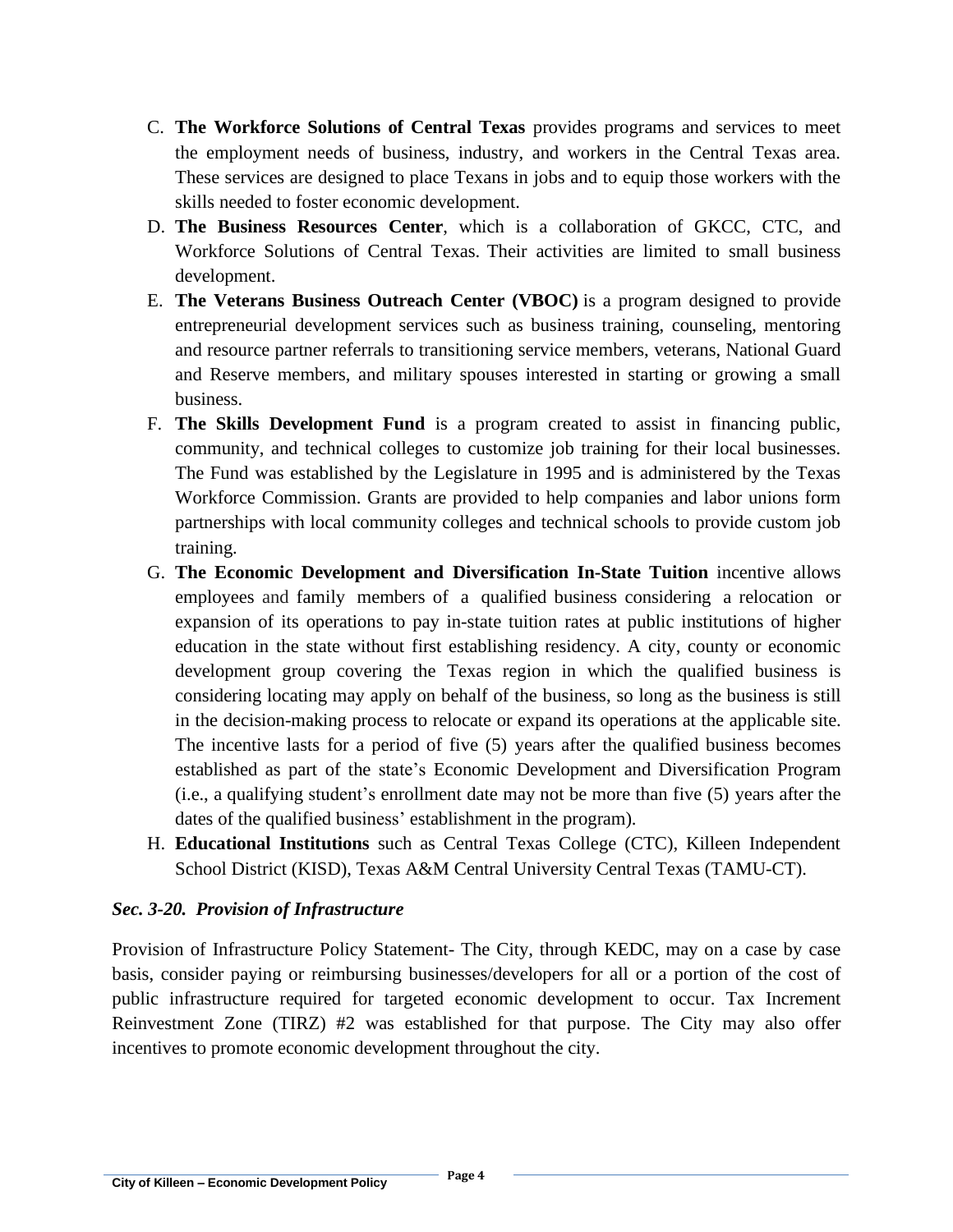C. **The Workforce Solutions of Central Texas** provides programs and services to meet the employment needs of business, industry, and workers in the Central Texas area. These services are designed to place Texans in jobs and to equip those workers with the skills needed to foster economic development.

D. **The Business Resources Center**, which is a collaboration of GKCC, CTC, and Workforce Solutions of Central Texas. Their activities are limited to small business development.

E. **The Veterans Business Outreach Center (VBOC)** is a program designed to provide entrepreneurial development services such as business training, counseling, mentoring and resource partner referrals to transitioning service members, veterans, National Guard and Reserve members, and military spouses interested in starting or growing a small business.

F. **The Skills Development Fund** is a program created to assist in financing public, community, and technical colleges to customize job training for their local businesses. The Fund was established by the Legislature in 1995 and is administered by the Texas Workforce Commission. Grants are provided to help companies and labor unions form partnerships with local community colleges and technical schools to provide custom job training.

G. **The Economic Development and Diversification In-State Tuition** incentive allows employees and family members of a qualified business considering a relocation or expansion of its operations to pay in-state tuition rates at public institutions of higher education in the state without first establishing residency. A city, county or economic development group covering the Texas region in which the qualified business is considering locating may apply on behalf of the business, so long as the business is still in the decision-making process to relocate or expand its operations at the applicable site. The incentive lasts for a period of five (5) years after the qualified business becomes established as part of the state's Economic Development and Diversification Program (i.e., a qualifying student's enrollment date may not be more than five (5) years after the dates of the qualified business' establishment in the program).

H. **Educational Institutions** such as Central Texas College (CTC), Killeen Independent School District (KISD), Texas A&M Central University Central Texas (TAMU-CT).

### *Sec. 3-20. Provision of Infrastructure*

Provision of Infrastructure Policy Statement- The City, through KEDC, may on a case by case basis, consider paying or reimbursing businesses/developers for all or a portion of the cost of public infrastructure required for targeted economic development to occur. Tax Increment Reinvestment Zone (TIRZ) #2 was established for that purpose. The City may also offer incentives to promote economic development throughout the city.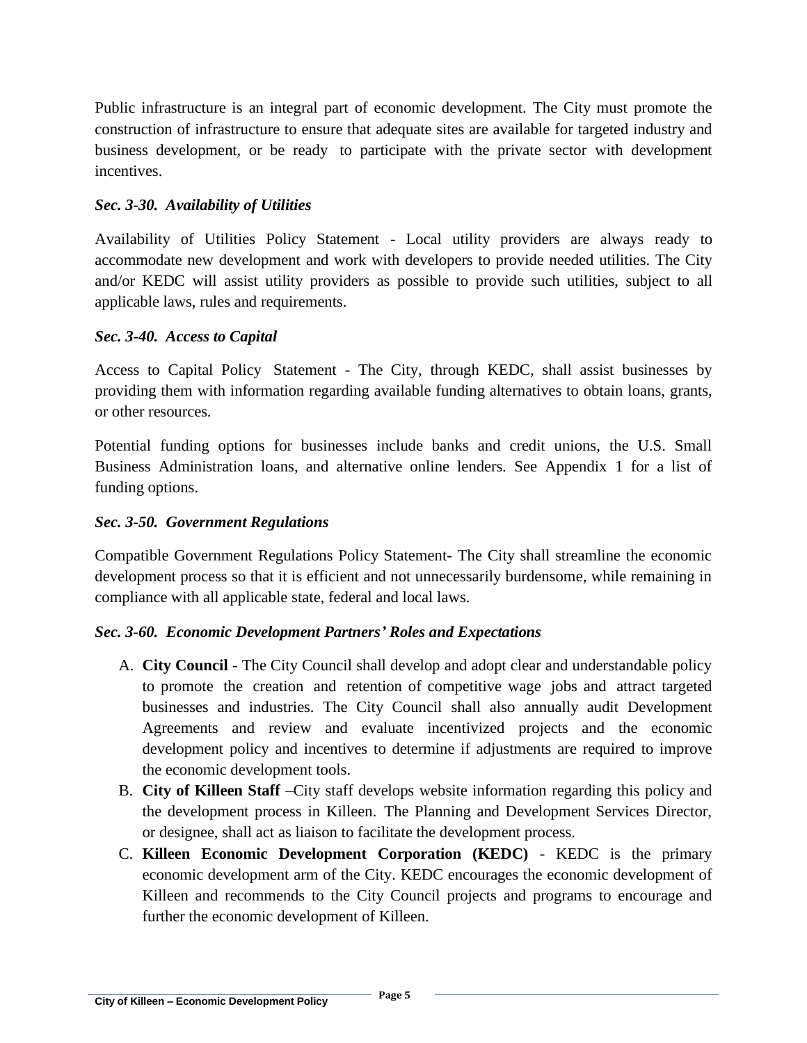Public infrastructure is an integral part of economic development. The City must promote the construction of infrastructure to ensure that adequate sites are available for targeted industry and business development, or be ready to participate with the private sector with development incentives.

### *Sec. 3-30. Availability of Utilities*

Availability of Utilities Policy Statement - Local utility providers are always ready to accommodate new development and work with developers to provide needed utilities. The City and/or KEDC will assist utility providers as possible to provide such utilities, subject to all applicable laws, rules and requirements.

### *Sec. 3-40. Access to Capital*

Access to Capital Policy Statement - The City, through KEDC, shall assist businesses by providing them with information regarding available funding alternatives to obtain loans, grants, or other resources.

Potential funding options for businesses include banks and credit unions, the U.S. Small Business Administration loans, and alternative online lenders. See Appendix 1 for a list of funding options.

### *Sec. 3-50. Government Regulations*

Compatible Government Regulations Policy Statement- The City shall streamline the economic development process so that it is efficient and not unnecessarily burdensome, while remaining in compliance with all applicable state, federal and local laws.

### *Sec. 3-60. Economic Development Partners' Roles and Expectations*

A. **City Council** - The City Council shall develop and adopt clear and understandable policy to promote the creation and retention of competitive wage jobs and attract targeted businesses and industries. The City Council shall also annually audit Development Agreements and review and evaluate incentivized projects and the economic development policy and incentives to determine if adjustments are required to improve the economic development tools.
B. **City of Killeen Staff** –City staff develops website information regarding this policy and the development process in Killeen. The Planning and Development Services Director, or designee, shall act as liaison to facilitate the development process.
C. **Killeen Economic Development Corporation (KEDC)** - KEDC is the primary economic development arm of the City. KEDC encourages the economic development of Killeen and recommends to the City Council projects and programs to encourage and further the economic development of Killeen.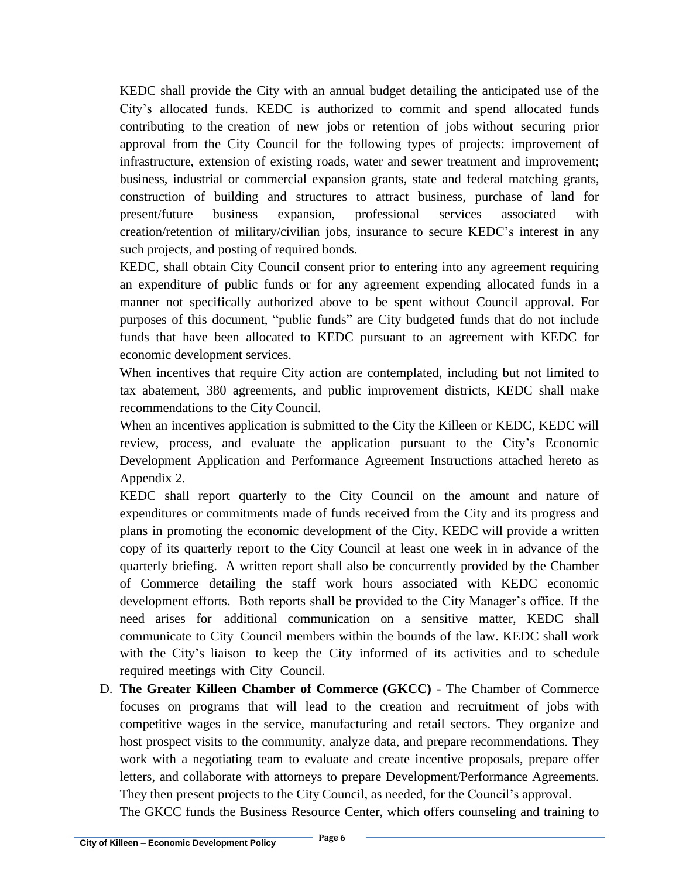KEDC shall provide the City with an annual budget detailing the anticipated use of the City's allocated funds. KEDC is authorized to commit and spend allocated funds contributing to the creation of new jobs or retention of jobs without securing prior approval from the City Council for the following types of projects: improvement of infrastructure, extension of existing roads, water and sewer treatment and improvement; business, industrial or commercial expansion grants, state and federal matching grants, construction of building and structures to attract business, purchase of land for present/future business expansion, professional services associated with creation/retention of military/civilian jobs, insurance to secure KEDC's interest in any such projects, and posting of required bonds.

KEDC, shall obtain City Council consent prior to entering into any agreement requiring an expenditure of public funds or for any agreement expending allocated funds in a manner not specifically authorized above to be spent without Council approval. For purposes of this document, "public funds" are City budgeted funds that do not include funds that have been allocated to KEDC pursuant to an agreement with KEDC for economic development services.

When incentives that require City action are contemplated, including but not limited to tax abatement, 380 agreements, and public improvement districts, KEDC shall make recommendations to the City Council.

When an incentives application is submitted to the City the Killeen or KEDC, KEDC will review, process, and evaluate the application pursuant to the City's Economic Development Application and Performance Agreement Instructions attached hereto as Appendix 2.

KEDC shall report quarterly to the City Council on the amount and nature of expenditures or commitments made of funds received from the City and its progress and plans in promoting the economic development of the City. KEDC will provide a written copy of its quarterly report to the City Council at least one week in in advance of the quarterly briefing. A written report shall also be concurrently provided by the Chamber of Commerce detailing the staff work hours associated with KEDC economic development efforts. Both reports shall be provided to the City Manager's office. If the need arises for additional communication on a sensitive matter, KEDC shall communicate to City Council members within the bounds of the law. KEDC shall work with the City's liaison to keep the City informed of its activities and to schedule required meetings with City Council.

D. **The Greater Killeen Chamber of Commerce (GKCC)** - The Chamber of Commerce focuses on programs that will lead to the creation and recruitment of jobs with competitive wages in the service, manufacturing and retail sectors. They organize and host prospect visits to the community, analyze data, and prepare recommendations. They work with a negotiating team to evaluate and create incentive proposals, prepare offer letters, and collaborate with attorneys to prepare Development/Performance Agreements. They then present projects to the City Council, as needed, for the Council's approval.

   The GKCC funds the Business Resource Center, which offers counseling and training to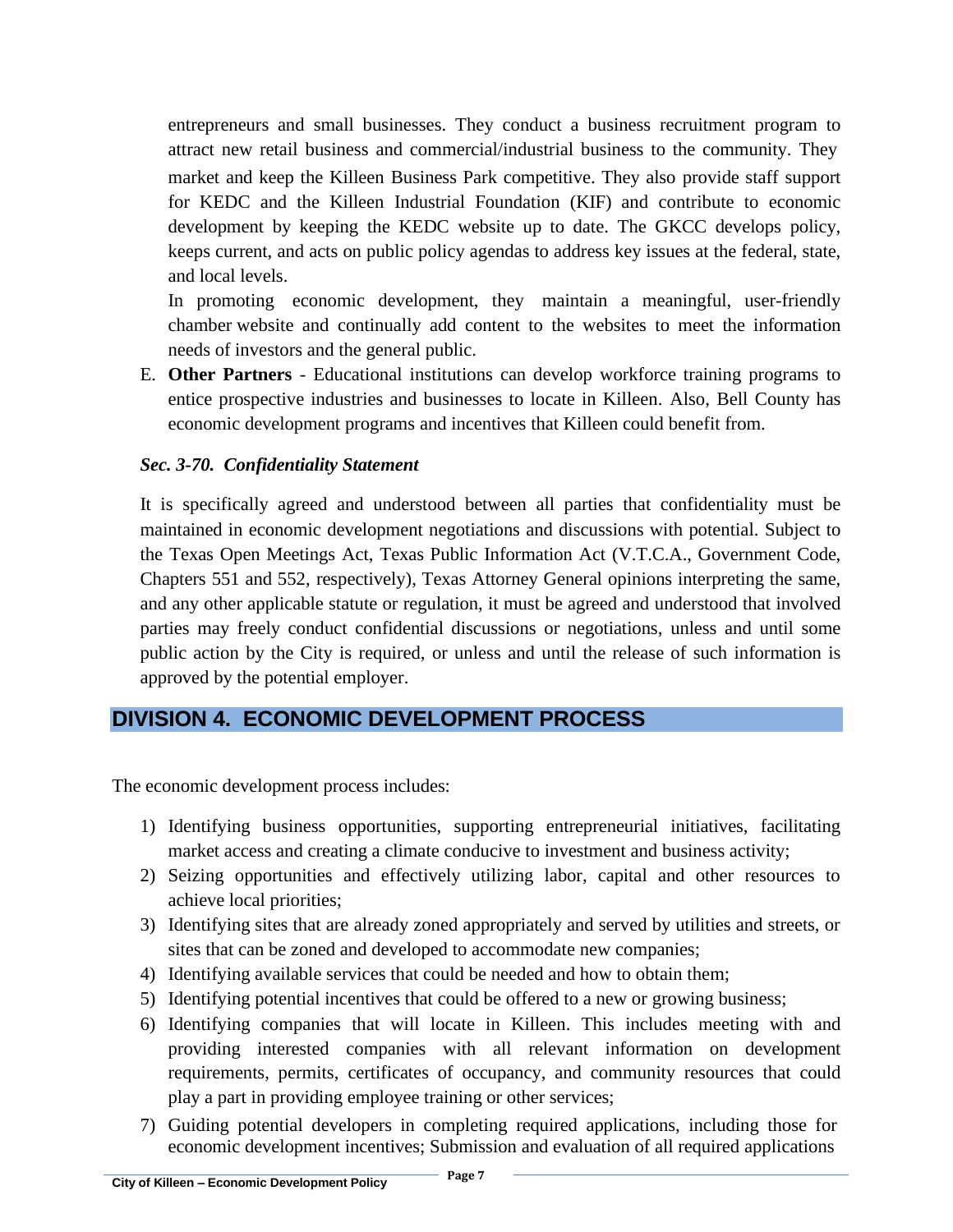entrepreneurs and small businesses. They conduct a business recruitment program to attract new retail business and commercial/industrial business to the community. They market and keep the Killeen Business Park competitive. They also provide staff support for KEDC and the Killeen Industrial Foundation (KIF) and contribute to economic development by keeping the KEDC website up to date. The GKCC develops policy, keeps current, and acts on public policy agendas to address key issues at the federal, state, and local levels.

In promoting economic development, they maintain a meaningful, user-friendly chamber website and continually add content to the websites to meet the information needs of investors and the general public.

E. **Other Partners** - Educational institutions can develop workforce training programs to entice prospective industries and businesses to locate in Killeen. Also, Bell County has economic development programs and incentives that Killeen could benefit from.

### *Sec. 3-70. Confidentiality Statement*

It is specifically agreed and understood between all parties that confidentiality must be maintained in economic development negotiations and discussions with potential. Subject to the Texas Open Meetings Act, Texas Public Information Act (V.T.C.A., Government Code, Chapters 551 and 552, respectively), Texas Attorney General opinions interpreting the same, and any other applicable statute or regulation, it must be agreed and understood that involved parties may freely conduct confidential discussions or negotiations, unless and until some public action by the City is required, or unless and until the release of such information is approved by the potential employer.

## DIVISION 4. ECONOMIC DEVELOPMENT PROCESS

The economic development process includes:

1) Identifying business opportunities, supporting entrepreneurial initiatives, facilitating market access and creating a climate conducive to investment and business activity;
2) Seizing opportunities and effectively utilizing labor, capital and other resources to achieve local priorities;
3) Identifying sites that are already zoned appropriately and served by utilities and streets, or sites that can be zoned and developed to accommodate new companies;
4) Identifying available services that could be needed and how to obtain them;
5) Identifying potential incentives that could be offered to a new or growing business;
6) Identifying companies that will locate in Killeen. This includes meeting with and providing interested companies with all relevant information on development requirements, permits, certificates of occupancy, and community resources that could play a part in providing employee training or other services;
7) Guiding potential developers in completing required applications, including those for economic development incentives; Submission and evaluation of all required applications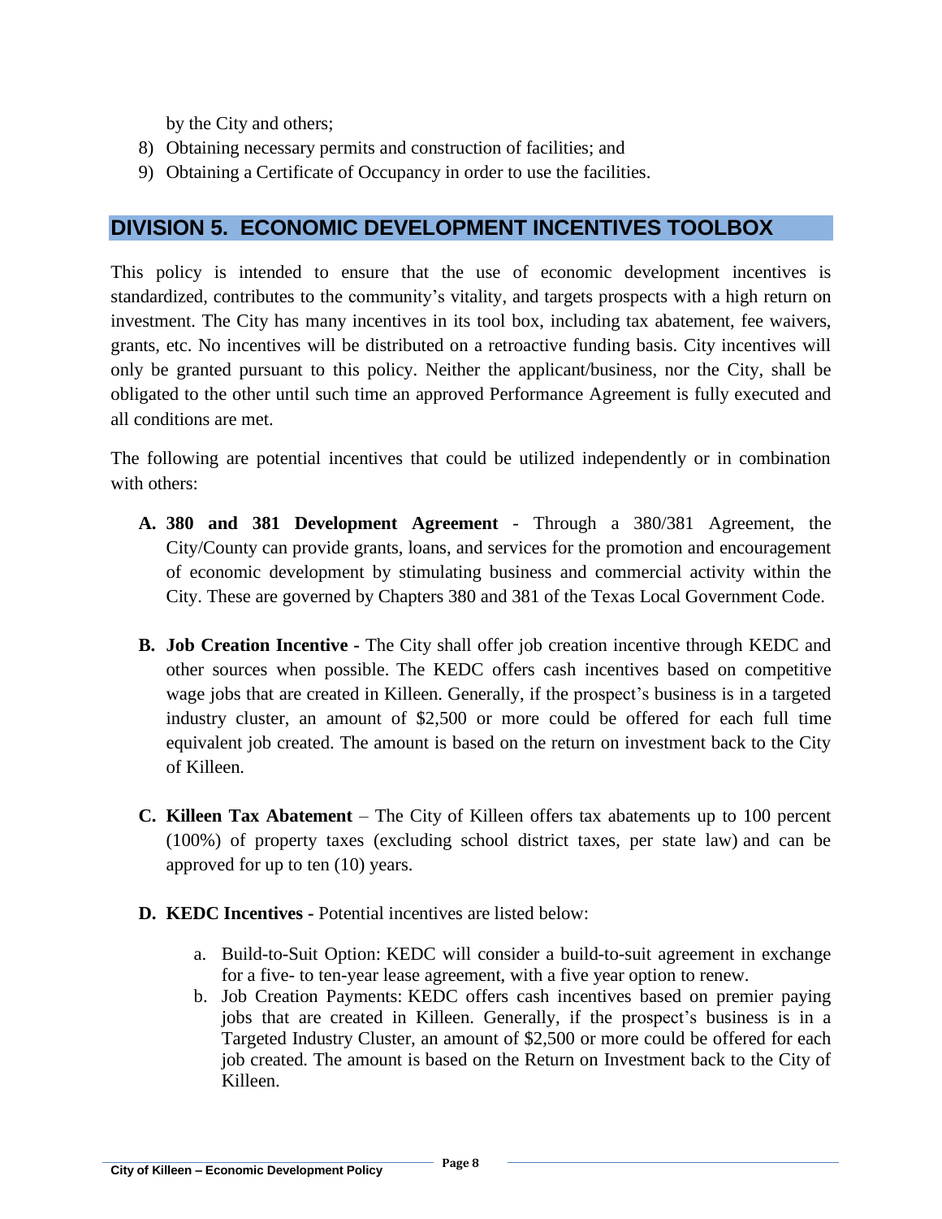by the City and others;

8) Obtaining necessary permits and construction of facilities; and
9) Obtaining a Certificate of Occupancy in order to use the facilities.

## DIVISION 5. ECONOMIC DEVELOPMENT INCENTIVES TOOLBOX

This policy is intended to ensure that the use of economic development incentives is standardized, contributes to the community's vitality, and targets prospects with a high return on investment. The City has many incentives in its tool box, including tax abatement, fee waivers, grants, etc. No incentives will be distributed on a retroactive funding basis. City incentives will only be granted pursuant to this policy. Neither the applicant/business, nor the City, shall be obligated to the other until such time an approved Performance Agreement is fully executed and all conditions are met.

The following are potential incentives that could be utilized independently or in combination with others:

**A. 380 and 381 Development Agreement** - Through a 380/381 Agreement, the City/County can provide grants, loans, and services for the promotion and encouragement of economic development by stimulating business and commercial activity within the City. These are governed by Chapters 380 and 381 of the Texas Local Government Code.

**B. Job Creation Incentive -** The City shall offer job creation incentive through KEDC and other sources when possible. The KEDC offers cash incentives based on competitive wage jobs that are created in Killeen. Generally, if the prospect's business is in a targeted industry cluster, an amount of $2,500 or more could be offered for each full time equivalent job created. The amount is based on the return on investment back to the City of Killeen.

**C. Killeen Tax Abatement** – The City of Killeen offers tax abatements up to 100 percent (100%) of property taxes (excluding school district taxes, per state law) and can be approved for up to ten (10) years.

**D. KEDC Incentives -** Potential incentives are listed below:

a. Build-to-Suit Option: KEDC will consider a build-to-suit agreement in exchange for a five- to ten-year lease agreement, with a five year option to renew.
b. Job Creation Payments: KEDC offers cash incentives based on premier paying jobs that are created in Killeen. Generally, if the prospect's business is in a Targeted Industry Cluster, an amount of $2,500 or more could be offered for each job created. The amount is based on the Return on Investment back to the City of Killeen.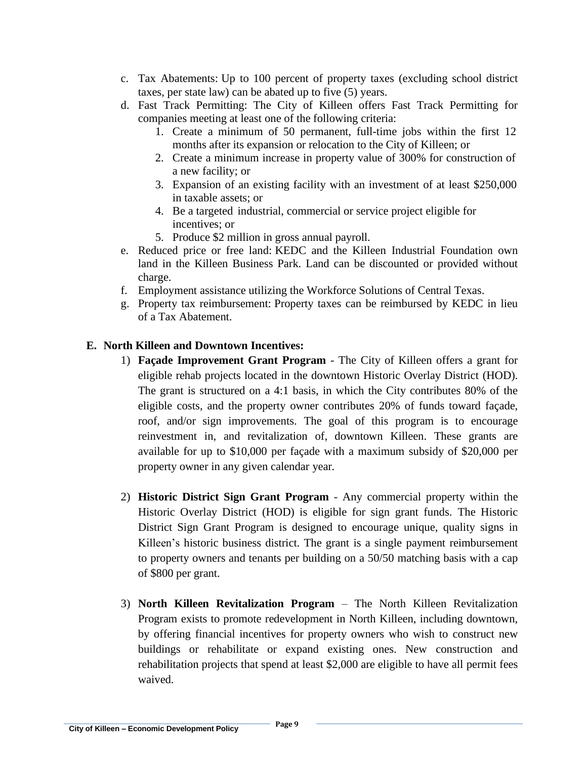c. Tax Abatements: Up to 100 percent of property taxes (excluding school district taxes, per state law) can be abated up to five (5) years.

d. Fast Track Permitting: The City of Killeen offers Fast Track Permitting for companies meeting at least one of the following criteria:
    1. Create a minimum of 50 permanent, full-time jobs within the first 12 months after its expansion or relocation to the City of Killeen; or
    2. Create a minimum increase in property value of 300% for construction of a new facility; or
    3. Expansion of an existing facility with an investment of at least $250,000 in taxable assets; or
    4. Be a targeted industrial, commercial or service project eligible for incentives; or
    5. Produce $2 million in gross annual payroll.

e. Reduced price or free land: KEDC and the Killeen Industrial Foundation own land in the Killeen Business Park. Land can be discounted or provided without charge.

f. Employment assistance utilizing the Workforce Solutions of Central Texas.

g. Property tax reimbursement: Property taxes can be reimbursed by KEDC in lieu of a Tax Abatement.

## E. North Killeen and Downtown Incentives:

1) **Façade Improvement Grant Program** - The City of Killeen offers a grant for eligible rehab projects located in the downtown Historic Overlay District (HOD). The grant is structured on a 4:1 basis, in which the City contributes 80% of the eligible costs, and the property owner contributes 20% of funds toward façade, roof, and/or sign improvements. The goal of this program is to encourage reinvestment in, and revitalization of, downtown Killeen. These grants are available for up to $10,000 per façade with a maximum subsidy of $20,000 per property owner in any given calendar year.

2) **Historic District Sign Grant Program** - Any commercial property within the Historic Overlay District (HOD) is eligible for sign grant funds. The Historic District Sign Grant Program is designed to encourage unique, quality signs in Killeen's historic business district. The grant is a single payment reimbursement to property owners and tenants per building on a 50/50 matching basis with a cap of $800 per grant.

3) **North Killeen Revitalization Program** – The North Killeen Revitalization Program exists to promote redevelopment in North Killeen, including downtown, by offering financial incentives for property owners who wish to construct new buildings or rehabilitate or expand existing ones. New construction and rehabilitation projects that spend at least $2,000 are eligible to have all permit fees waived.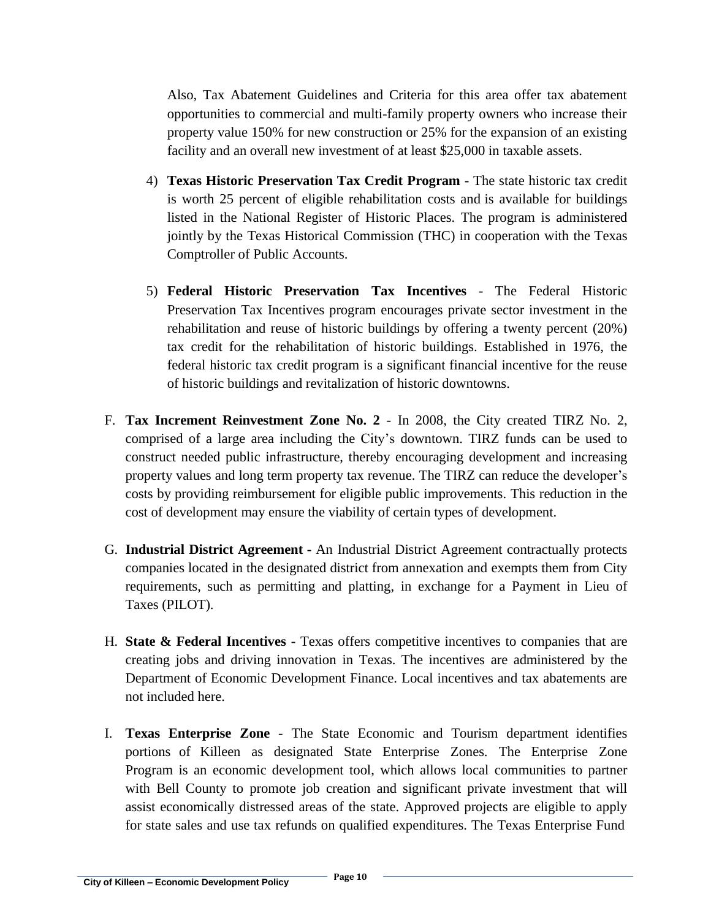Also, Tax Abatement Guidelines and Criteria for this area offer tax abatement opportunities to commercial and multi-family property owners who increase their property value 150% for new construction or 25% for the expansion of an existing facility and an overall new investment of at least $25,000 in taxable assets.

4) **Texas Historic Preservation Tax Credit Program** - The state historic tax credit is worth 25 percent of eligible rehabilitation costs and is available for buildings listed in the National Register of Historic Places. The program is administered jointly by the Texas Historical Commission (THC) in cooperation with the Texas Comptroller of Public Accounts.

5) **Federal Historic Preservation Tax Incentives** - The Federal Historic Preservation Tax Incentives program encourages private sector investment in the rehabilitation and reuse of historic buildings by offering a twenty percent (20%) tax credit for the rehabilitation of historic buildings. Established in 1976, the federal historic tax credit program is a significant financial incentive for the reuse of historic buildings and revitalization of historic downtowns.

F. **Tax Increment Reinvestment Zone No. 2** - In 2008, the City created TIRZ No. 2, comprised of a large area including the City's downtown. TIRZ funds can be used to construct needed public infrastructure, thereby encouraging development and increasing property values and long term property tax revenue. The TIRZ can reduce the developer's costs by providing reimbursement for eligible public improvements. This reduction in the cost of development may ensure the viability of certain types of development.

G. **Industrial District Agreement -** An Industrial District Agreement contractually protects companies located in the designated district from annexation and exempts them from City requirements, such as permitting and platting, in exchange for a Payment in Lieu of Taxes (PILOT).

H. **State & Federal Incentives -** Texas offers competitive incentives to companies that are creating jobs and driving innovation in Texas. The incentives are administered by the Department of Economic Development Finance. Local incentives and tax abatements are not included here.

I. **Texas Enterprise Zone** - The State Economic and Tourism department identifies portions of Killeen as designated State Enterprise Zones. The Enterprise Zone Program is an economic development tool, which allows local communities to partner with Bell County to promote job creation and significant private investment that will assist economically distressed areas of the state. Approved projects are eligible to apply for state sales and use tax refunds on qualified expenditures. The Texas Enterprise Fund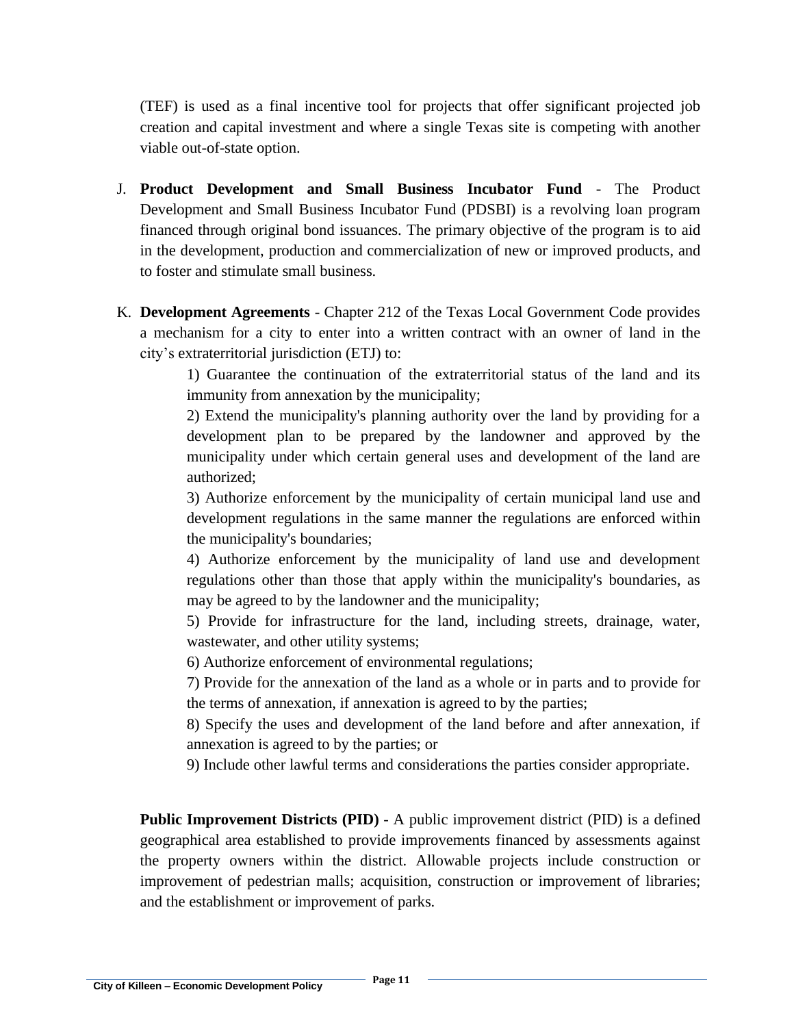(TEF) is used as a final incentive tool for projects that offer significant projected job creation and capital investment and where a single Texas site is competing with another viable out-of-state option.

J. **Product Development and Small Business Incubator Fund** - The Product Development and Small Business Incubator Fund (PDSBI) is a revolving loan program financed through original bond issuances. The primary objective of the program is to aid in the development, production and commercialization of new or improved products, and to foster and stimulate small business.

K. **Development Agreements** - Chapter 212 of the Texas Local Government Code provides a mechanism for a city to enter into a written contract with an owner of land in the city's extraterritorial jurisdiction (ETJ) to:

    1) Guarantee the continuation of the extraterritorial status of the land and its immunity from annexation by the municipality;

    2) Extend the municipality's planning authority over the land by providing for a development plan to be prepared by the landowner and approved by the municipality under which certain general uses and development of the land are authorized;

    3) Authorize enforcement by the municipality of certain municipal land use and development regulations in the same manner the regulations are enforced within the municipality's boundaries;

    4) Authorize enforcement by the municipality of land use and development regulations other than those that apply within the municipality's boundaries, as may be agreed to by the landowner and the municipality;

    5) Provide for infrastructure for the land, including streets, drainage, water, wastewater, and other utility systems;

    6) Authorize enforcement of environmental regulations;

    7) Provide for the annexation of the land as a whole or in parts and to provide for the terms of annexation, if annexation is agreed to by the parties;

    8) Specify the uses and development of the land before and after annexation, if annexation is agreed to by the parties; or

    9) Include other lawful terms and considerations the parties consider appropriate.

**Public Improvement Districts (PID)** - A public improvement district (PID) is a defined geographical area established to provide improvements financed by assessments against the property owners within the district. Allowable projects include construction or improvement of pedestrian malls; acquisition, construction or improvement of libraries; and the establishment or improvement of parks.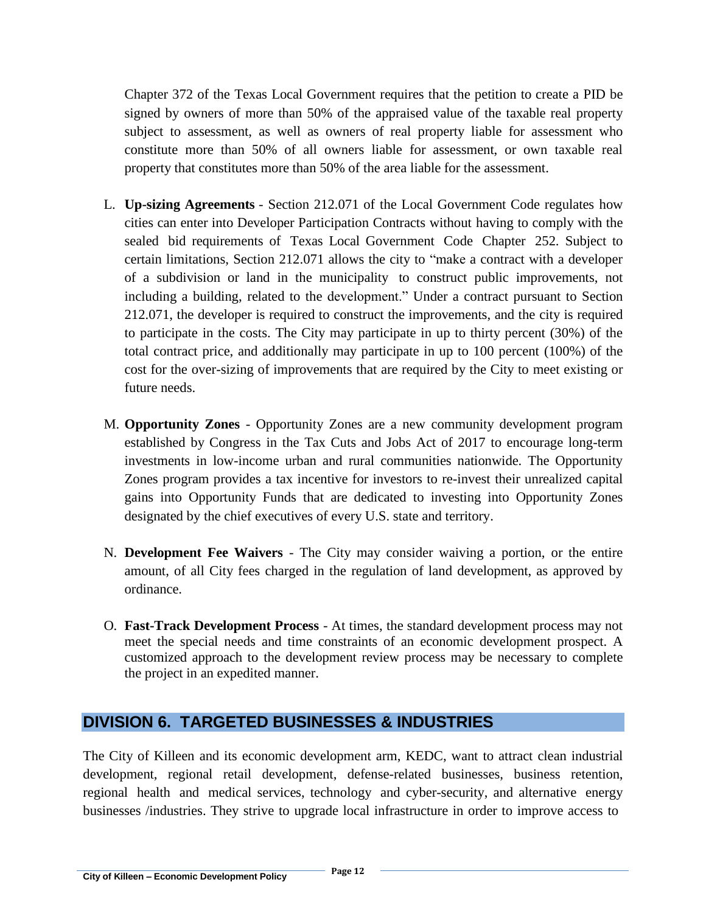Chapter 372 of the Texas Local Government requires that the petition to create a PID be signed by owners of more than 50% of the appraised value of the taxable real property subject to assessment, as well as owners of real property liable for assessment who constitute more than 50% of all owners liable for assessment, or own taxable real property that constitutes more than 50% of the area liable for the assessment.

L. **Up-sizing Agreements** - Section 212.071 of the Local Government Code regulates how cities can enter into Developer Participation Contracts without having to comply with the sealed bid requirements of Texas Local Government Code Chapter 252. Subject to certain limitations, Section 212.071 allows the city to "make a contract with a developer of a subdivision or land in the municipality to construct public improvements, not including a building, related to the development." Under a contract pursuant to Section 212.071, the developer is required to construct the improvements, and the city is required to participate in the costs. The City may participate in up to thirty percent (30%) of the total contract price, and additionally may participate in up to 100 percent (100%) of the cost for the over-sizing of improvements that are required by the City to meet existing or future needs.

M. **Opportunity Zones** - Opportunity Zones are a new community development program established by Congress in the Tax Cuts and Jobs Act of 2017 to encourage long-term investments in low-income urban and rural communities nationwide. The Opportunity Zones program provides a tax incentive for investors to re-invest their unrealized capital gains into Opportunity Funds that are dedicated to investing into Opportunity Zones designated by the chief executives of every U.S. state and territory.

N. **Development Fee Waivers** - The City may consider waiving a portion, or the entire amount, of all City fees charged in the regulation of land development, as approved by ordinance.

O. **Fast-Track Development Process** - At times, the standard development process may not meet the special needs and time constraints of an economic development prospect. A customized approach to the development review process may be necessary to complete the project in an expedited manner.

## DIVISION 6. TARGETED BUSINESSES & INDUSTRIES

The City of Killeen and its economic development arm, KEDC, want to attract clean industrial development, regional retail development, defense-related businesses, business retention, regional health and medical services, technology and cyber-security, and alternative energy businesses /industries. They strive to upgrade local infrastructure in order to improve access to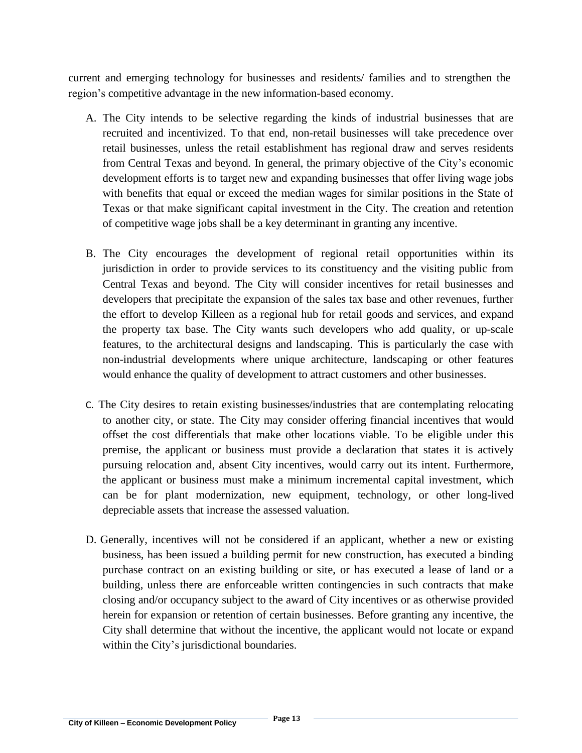current and emerging technology for businesses and residents/ families and to strengthen the region's competitive advantage in the new information-based economy.

A. The City intends to be selective regarding the kinds of industrial businesses that are recruited and incentivized. To that end, non-retail businesses will take precedence over retail businesses, unless the retail establishment has regional draw and serves residents from Central Texas and beyond. In general, the primary objective of the City's economic development efforts is to target new and expanding businesses that offer living wage jobs with benefits that equal or exceed the median wages for similar positions in the State of Texas or that make significant capital investment in the City. The creation and retention of competitive wage jobs shall be a key determinant in granting any incentive.

B. The City encourages the development of regional retail opportunities within its jurisdiction in order to provide services to its constituency and the visiting public from Central Texas and beyond. The City will consider incentives for retail businesses and developers that precipitate the expansion of the sales tax base and other revenues, further the effort to develop Killeen as a regional hub for retail goods and services, and expand the property tax base. The City wants such developers who add quality, or up-scale features, to the architectural designs and landscaping. This is particularly the case with non-industrial developments where unique architecture, landscaping or other features would enhance the quality of development to attract customers and other businesses.

C. The City desires to retain existing businesses/industries that are contemplating relocating to another city, or state. The City may consider offering financial incentives that would offset the cost differentials that make other locations viable. To be eligible under this premise, the applicant or business must provide a declaration that states it is actively pursuing relocation and, absent City incentives, would carry out its intent. Furthermore, the applicant or business must make a minimum incremental capital investment, which can be for plant modernization, new equipment, technology, or other long-lived depreciable assets that increase the assessed valuation.

D. Generally, incentives will not be considered if an applicant, whether a new or existing business, has been issued a building permit for new construction, has executed a binding purchase contract on an existing building or site, or has executed a lease of land or a building, unless there are enforceable written contingencies in such contracts that make closing and/or occupancy subject to the award of City incentives or as otherwise provided herein for expansion or retention of certain businesses. Before granting any incentive, the City shall determine that without the incentive, the applicant would not locate or expand within the City's jurisdictional boundaries.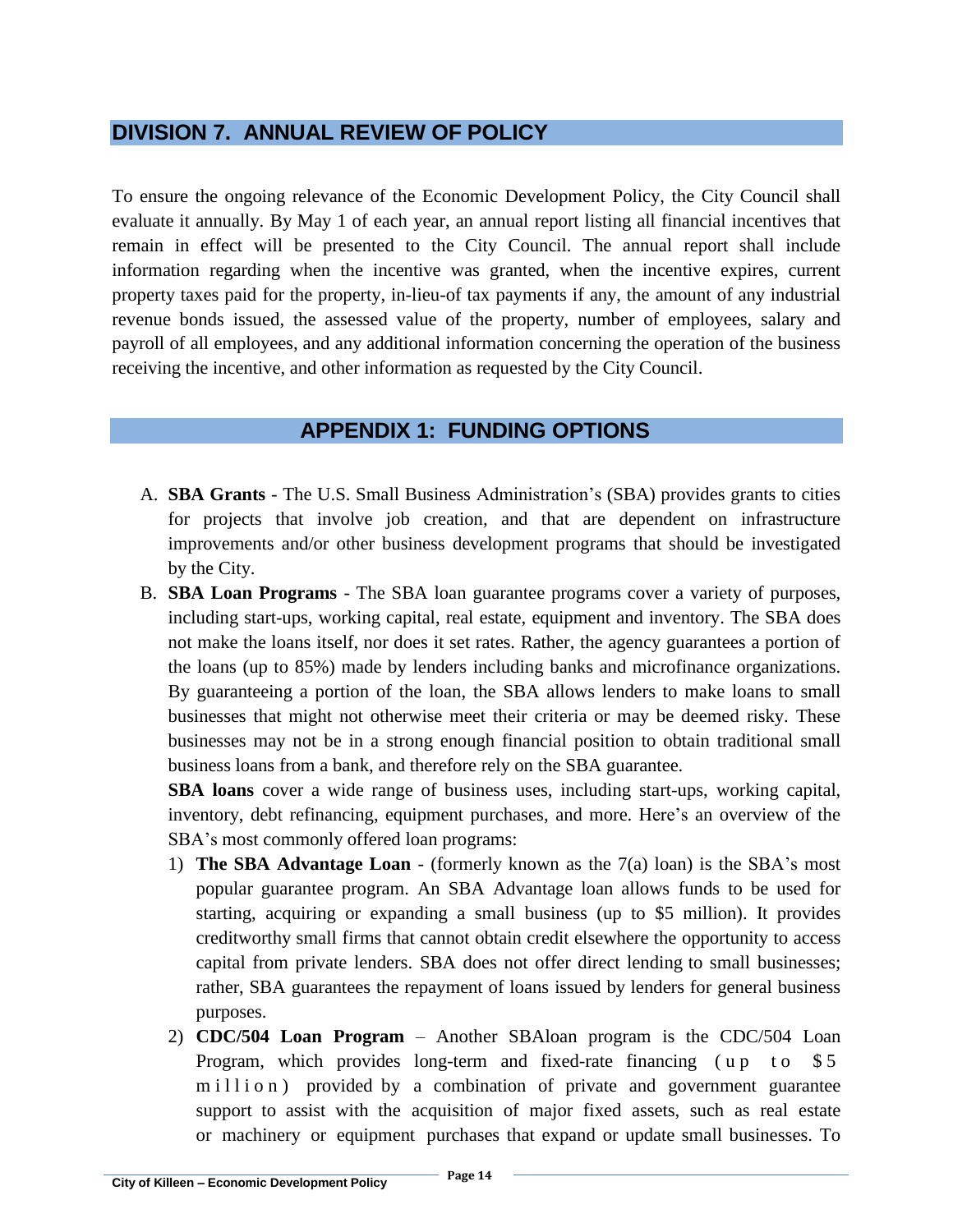## DIVISION 7. ANNUAL REVIEW OF POLICY

To ensure the ongoing relevance of the Economic Development Policy, the City Council shall evaluate it annually. By May 1 of each year, an annual report listing all financial incentives that remain in effect will be presented to the City Council. The annual report shall include information regarding when the incentive was granted, when the incentive expires, current property taxes paid for the property, in-lieu-of tax payments if any, the amount of any industrial revenue bonds issued, the assessed value of the property, number of employees, salary and payroll of all employees, and any additional information concerning the operation of the business receiving the incentive, and other information as requested by the City Council.

## APPENDIX 1: FUNDING OPTIONS

A. **SBA Grants** - The U.S. Small Business Administration's (SBA) provides grants to cities for projects that involve job creation, and that are dependent on infrastructure improvements and/or other business development programs that should be investigated by the City.

B. **SBA Loan Programs** - The SBA loan guarantee programs cover a variety of purposes, including start-ups, working capital, real estate, equipment and inventory. The SBA does not make the loans itself, nor does it set rates. Rather, the agency guarantees a portion of the loans (up to 85%) made by lenders including banks and microfinance organizations. By guaranteeing a portion of the loan, the SBA allows lenders to make loans to small businesses that might not otherwise meet their criteria or may be deemed risky. These businesses may not be in a strong enough financial position to obtain traditional small business loans from a bank, and therefore rely on the SBA guarantee.

   **SBA loans** cover a wide range of business uses, including start-ups, working capital, inventory, debt refinancing, equipment purchases, and more. Here's an overview of the SBA's most commonly offered loan programs:

   1) **The SBA Advantage Loan** - (formerly known as the 7(a) loan) is the SBA's most popular guarantee program. An SBA Advantage loan allows funds to be used for starting, acquiring or expanding a small business (up to $5 million). It provides creditworthy small firms that cannot obtain credit elsewhere the opportunity to access capital from private lenders. SBA does not offer direct lending to small businesses; rather, SBA guarantees the repayment of loans issued by lenders for general business purposes.

   2) **CDC/504 Loan Program** – Another SBAloan program is the CDC/504 Loan Program, which provides long-term and fixed-rate financing (up to $5 million) provided by a combination of private and government guarantee support to assist with the acquisition of major fixed assets, such as real estate or machinery or equipment purchases that expand or update small businesses. To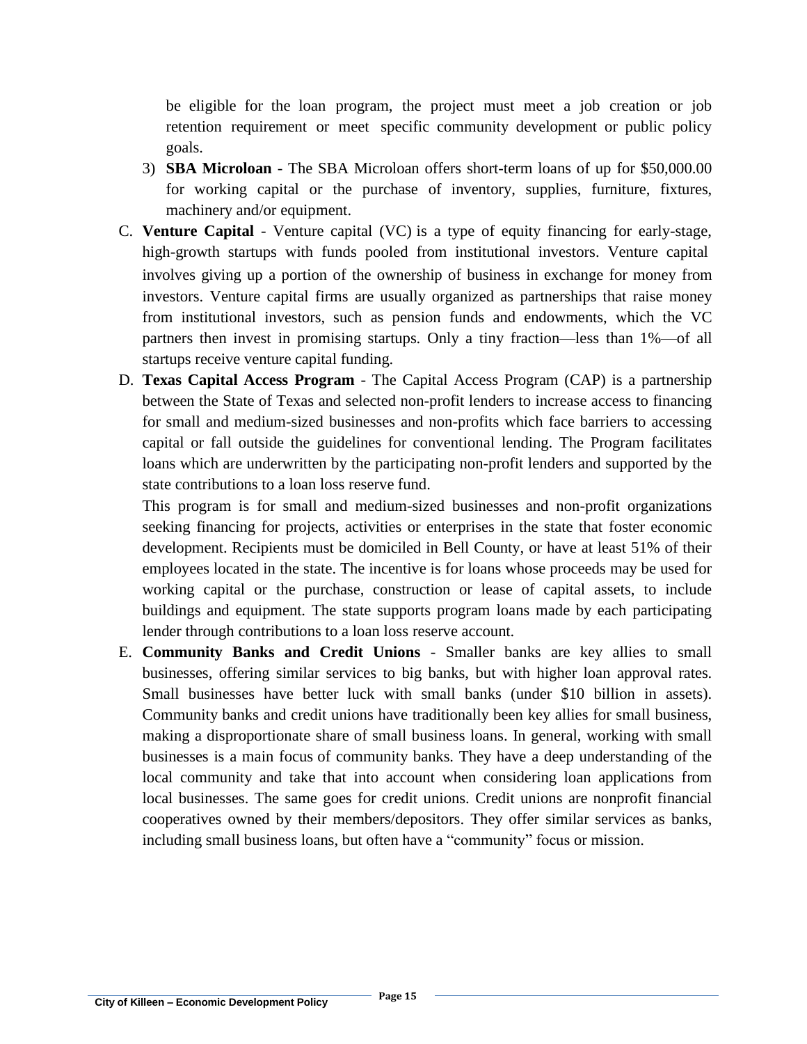be eligible for the loan program, the project must meet a job creation or job retention requirement or meet specific community development or public policy goals.

3) **SBA Microloan** - The SBA Microloan offers short-term loans of up for $50,000.00 for working capital or the purchase of inventory, supplies, furniture, fixtures, machinery and/or equipment.

C. **Venture Capital** - Venture capital (VC) is a type of equity financing for early-stage, high-growth startups with funds pooled from institutional investors. Venture capital involves giving up a portion of the ownership of business in exchange for money from investors. Venture capital firms are usually organized as partnerships that raise money from institutional investors, such as pension funds and endowments, which the VC partners then invest in promising startups. Only a tiny fraction—less than 1%—of all startups receive venture capital funding.

D. **Texas Capital Access Program** - The Capital Access Program (CAP) is a partnership between the State of Texas and selected non-profit lenders to increase access to financing for small and medium-sized businesses and non-profits which face barriers to accessing capital or fall outside the guidelines for conventional lending. The Program facilitates loans which are underwritten by the participating non-profit lenders and supported by the state contributions to a loan loss reserve fund.

   This program is for small and medium-sized businesses and non-profit organizations seeking financing for projects, activities or enterprises in the state that foster economic development. Recipients must be domiciled in Bell County, or have at least 51% of their employees located in the state. The incentive is for loans whose proceeds may be used for working capital or the purchase, construction or lease of capital assets, to include buildings and equipment. The state supports program loans made by each participating lender through contributions to a loan loss reserve account.

E. **Community Banks and Credit Unions** - Smaller banks are key allies to small businesses, offering similar services to big banks, but with higher loan approval rates. Small businesses have better luck with small banks (under $10 billion in assets). Community banks and credit unions have traditionally been key allies for small business, making a disproportionate share of small business loans. In general, working with small businesses is a main focus of community banks. They have a deep understanding of the local community and take that into account when considering loan applications from local businesses. The same goes for credit unions. Credit unions are nonprofit financial cooperatives owned by their members/depositors. They offer similar services as banks, including small business loans, but often have a "community" focus or mission.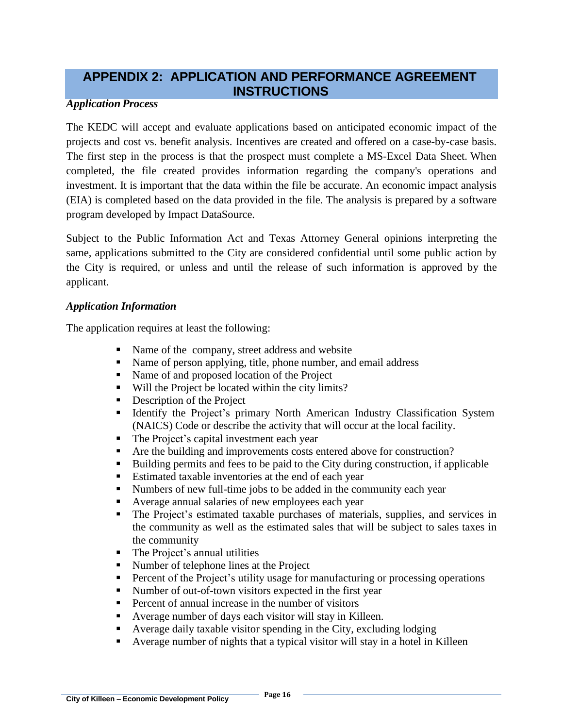# APPENDIX 2: APPLICATION AND PERFORMANCE AGREEMENT INSTRUCTIONS

### *Application Process*

The KEDC will accept and evaluate applications based on anticipated economic impact of the projects and cost vs. benefit analysis. Incentives are created and offered on a case-by-case basis. The first step in the process is that the prospect must complete a MS-Excel Data Sheet. When completed, the file created provides information regarding the company's operations and investment. It is important that the data within the file be accurate. An economic impact analysis (EIA) is completed based on the data provided in the file. The analysis is prepared by a software program developed by Impact DataSource.

Subject to the Public Information Act and Texas Attorney General opinions interpreting the same, applications submitted to the City are considered confidential until some public action by the City is required, or unless and until the release of such information is approved by the applicant.

### *Application Information*

The application requires at least the following:

- Name of the company, street address and website
- Name of person applying, title, phone number, and email address
- Name of and proposed location of the Project
- Will the Project be located within the city limits?
- Description of the Project
- Identify the Project's primary North American Industry Classification System (NAICS) Code or describe the activity that will occur at the local facility.
- The Project's capital investment each year
- Are the building and improvements costs entered above for construction?
- Building permits and fees to be paid to the City during construction, if applicable
- Estimated taxable inventories at the end of each year
- Numbers of new full-time jobs to be added in the community each year
- Average annual salaries of new employees each year
- The Project's estimated taxable purchases of materials, supplies, and services in the community as well as the estimated sales that will be subject to sales taxes in the community
- The Project's annual utilities
- Number of telephone lines at the Project
- Percent of the Project's utility usage for manufacturing or processing operations
- Number of out-of-town visitors expected in the first year
- Percent of annual increase in the number of visitors
- Average number of days each visitor will stay in Killeen.
- Average daily taxable visitor spending in the City, excluding lodging
- Average number of nights that a typical visitor will stay in a hotel in Killeen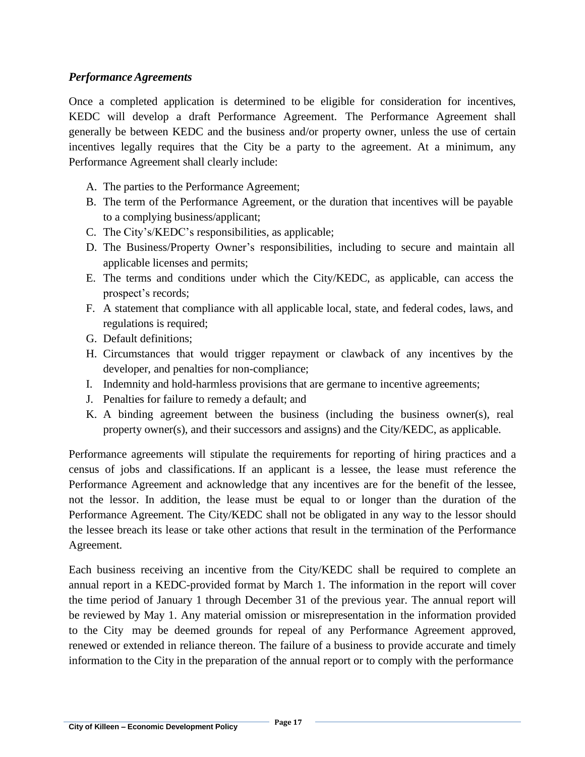### *Performance Agreements*

Once a completed application is determined to be eligible for consideration for incentives, KEDC will develop a draft Performance Agreement. The Performance Agreement shall generally be between KEDC and the business and/or property owner, unless the use of certain incentives legally requires that the City be a party to the agreement. At a minimum, any Performance Agreement shall clearly include:

A. The parties to the Performance Agreement;
B. The term of the Performance Agreement, or the duration that incentives will be payable to a complying business/applicant;
C. The City's/KEDC's responsibilities, as applicable;
D. The Business/Property Owner's responsibilities, including to secure and maintain all applicable licenses and permits;
E. The terms and conditions under which the City/KEDC, as applicable, can access the prospect's records;
F. A statement that compliance with all applicable local, state, and federal codes, laws, and regulations is required;
G. Default definitions;
H. Circumstances that would trigger repayment or clawback of any incentives by the developer, and penalties for non-compliance;
I. Indemnity and hold-harmless provisions that are germane to incentive agreements;
J. Penalties for failure to remedy a default; and
K. A binding agreement between the business (including the business owner(s), real property owner(s), and their successors and assigns) and the City/KEDC, as applicable.

Performance agreements will stipulate the requirements for reporting of hiring practices and a census of jobs and classifications. If an applicant is a lessee, the lease must reference the Performance Agreement and acknowledge that any incentives are for the benefit of the lessee, not the lessor. In addition, the lease must be equal to or longer than the duration of the Performance Agreement. The City/KEDC shall not be obligated in any way to the lessor should the lessee breach its lease or take other actions that result in the termination of the Performance Agreement.

Each business receiving an incentive from the City/KEDC shall be required to complete an annual report in a KEDC-provided format by March 1. The information in the report will cover the time period of January 1 through December 31 of the previous year. The annual report will be reviewed by May 1. Any material omission or misrepresentation in the information provided to the City may be deemed grounds for repeal of any Performance Agreement approved, renewed or extended in reliance thereon. The failure of a business to provide accurate and timely information to the City in the preparation of the annual report or to comply with the performance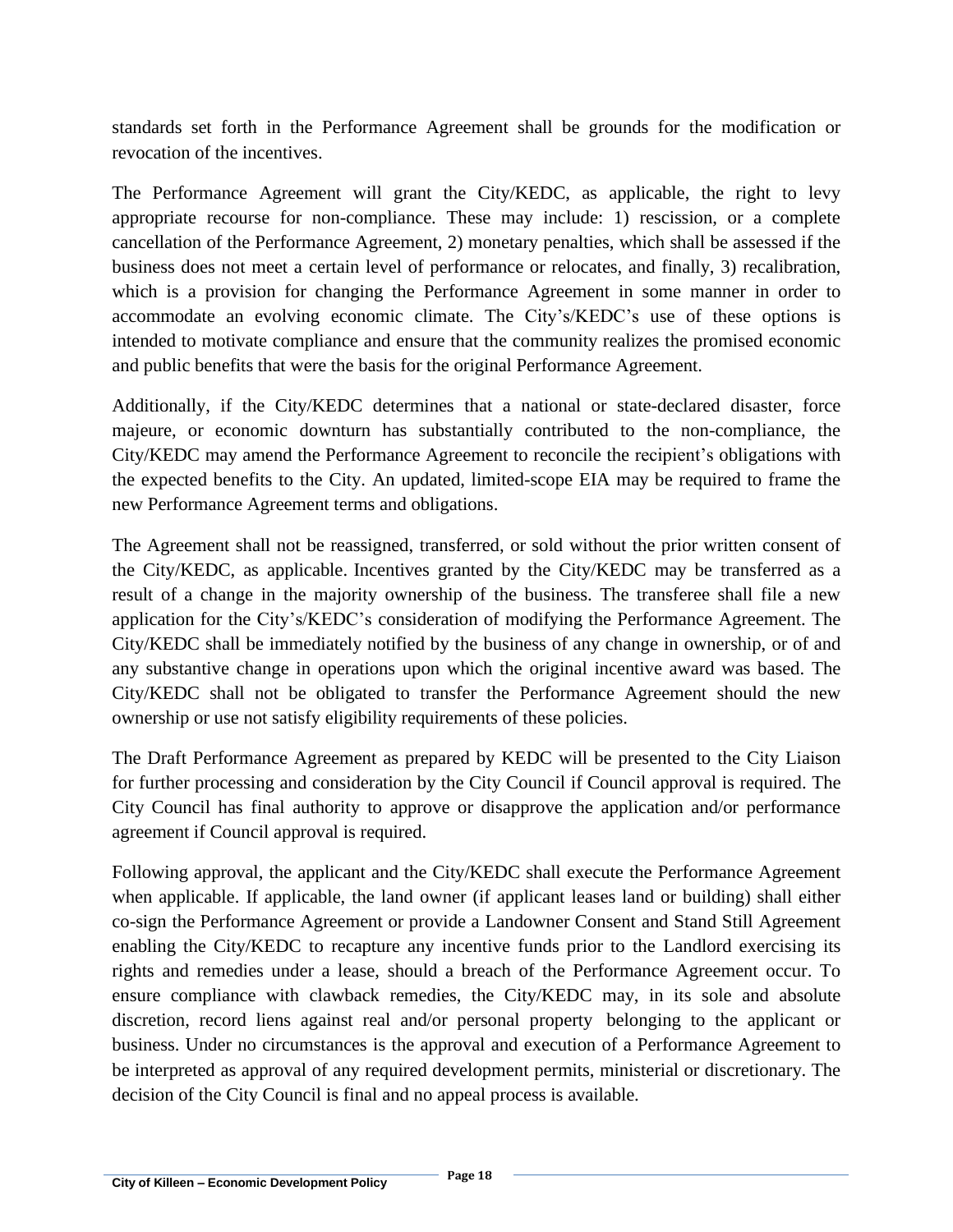standards set forth in the Performance Agreement shall be grounds for the modification or revocation of the incentives.

The Performance Agreement will grant the City/KEDC, as applicable, the right to levy appropriate recourse for non-compliance. These may include: 1) rescission, or a complete cancellation of the Performance Agreement, 2) monetary penalties, which shall be assessed if the business does not meet a certain level of performance or relocates, and finally, 3) recalibration, which is a provision for changing the Performance Agreement in some manner in order to accommodate an evolving economic climate. The City's/KEDC's use of these options is intended to motivate compliance and ensure that the community realizes the promised economic and public benefits that were the basis for the original Performance Agreement.

Additionally, if the City/KEDC determines that a national or state-declared disaster, force majeure, or economic downturn has substantially contributed to the non-compliance, the City/KEDC may amend the Performance Agreement to reconcile the recipient's obligations with the expected benefits to the City. An updated, limited-scope EIA may be required to frame the new Performance Agreement terms and obligations.

The Agreement shall not be reassigned, transferred, or sold without the prior written consent of the City/KEDC, as applicable. Incentives granted by the City/KEDC may be transferred as a result of a change in the majority ownership of the business. The transferee shall file a new application for the City's/KEDC's consideration of modifying the Performance Agreement. The City/KEDC shall be immediately notified by the business of any change in ownership, or of and any substantive change in operations upon which the original incentive award was based. The City/KEDC shall not be obligated to transfer the Performance Agreement should the new ownership or use not satisfy eligibility requirements of these policies.

The Draft Performance Agreement as prepared by KEDC will be presented to the City Liaison for further processing and consideration by the City Council if Council approval is required. The City Council has final authority to approve or disapprove the application and/or performance agreement if Council approval is required.

Following approval, the applicant and the City/KEDC shall execute the Performance Agreement when applicable. If applicable, the land owner (if applicant leases land or building) shall either co-sign the Performance Agreement or provide a Landowner Consent and Stand Still Agreement enabling the City/KEDC to recapture any incentive funds prior to the Landlord exercising its rights and remedies under a lease, should a breach of the Performance Agreement occur. To ensure compliance with clawback remedies, the City/KEDC may, in its sole and absolute discretion, record liens against real and/or personal property belonging to the applicant or business. Under no circumstances is the approval and execution of a Performance Agreement to be interpreted as approval of any required development permits, ministerial or discretionary. The decision of the City Council is final and no appeal process is available.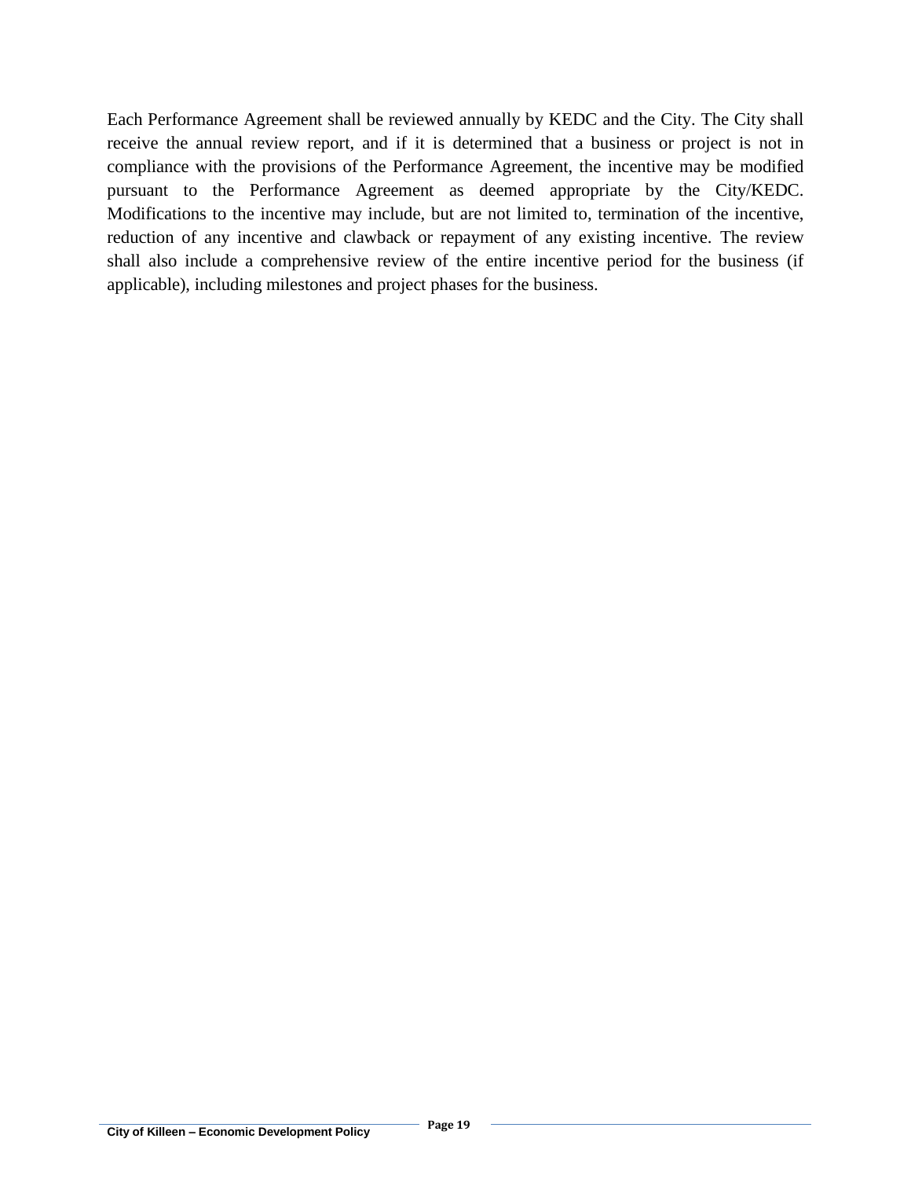Each Performance Agreement shall be reviewed annually by KEDC and the City. The City shall receive the annual review report, and if it is determined that a business or project is not in compliance with the provisions of the Performance Agreement, the incentive may be modified pursuant to the Performance Agreement as deemed appropriate by the City/KEDC. Modifications to the incentive may include, but are not limited to, termination of the incentive, reduction of any incentive and clawback or repayment of any existing incentive. The review shall also include a comprehensive review of the entire incentive period for the business (if applicable), including milestones and project phases for the business.